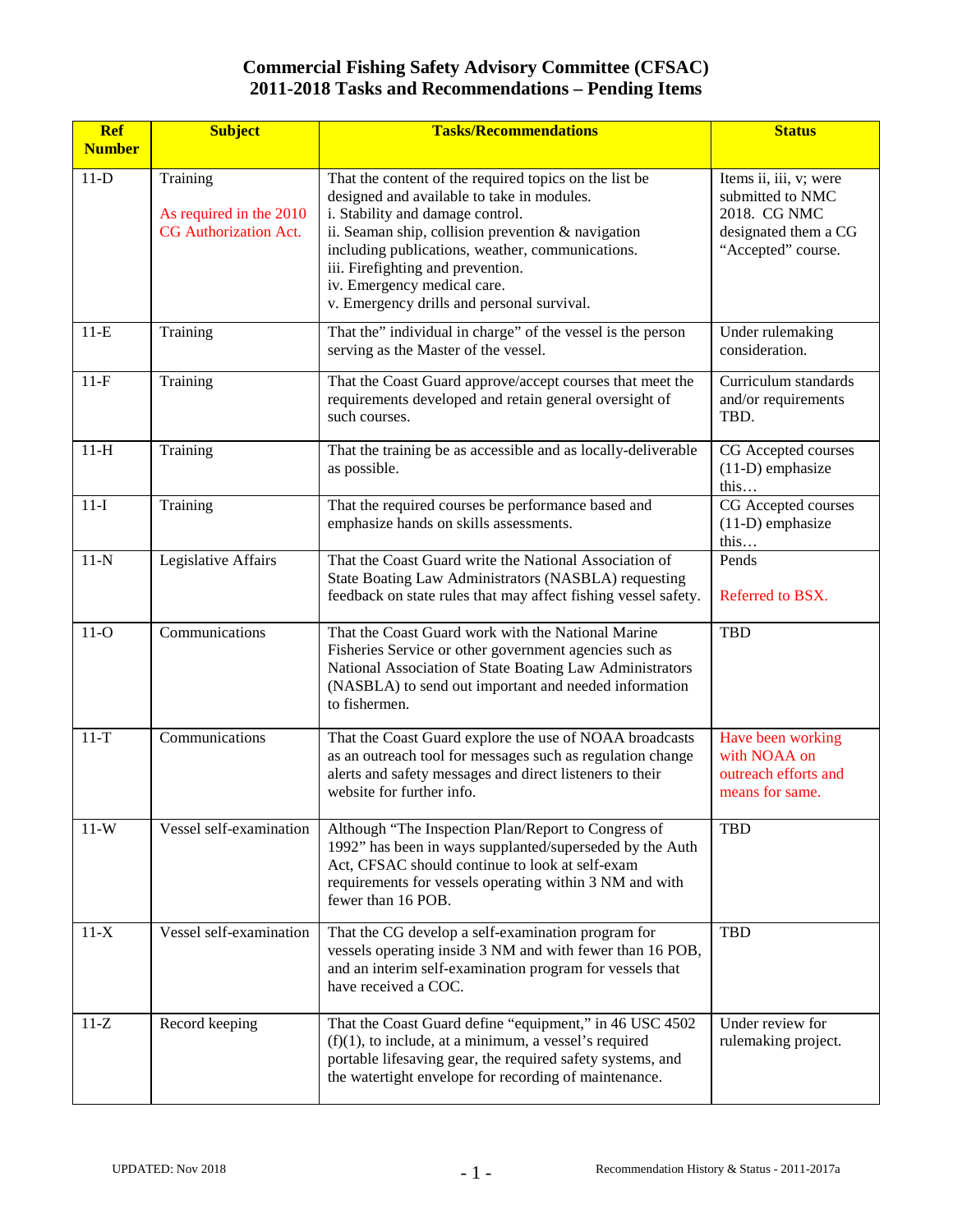# Commercial Fishing Safety Advisory Committee (CFSAC)
## 2011-2018 Tasks and Recommendations – Pending Items

| Ref Number | Subject | Tasks/Recommendations | Status |
|---|---|---|---|
| 11-D | Training<br><br>As required in the 2010 CG Authorization Act. | That the content of the required topics on the list be designed and available to take in modules.<br>i. Stability and damage control.<br>ii. Seaman ship, collision prevention & navigation including publications, weather, communications.<br>iii. Firefighting and prevention.<br>iv. Emergency medical care.<br>v. Emergency drills and personal survival. | Items ii, iii, v; were submitted to NMC 2018. CG NMC designated them a CG "Accepted" course. |
| 11-E | Training | That the" individual in charge" of the vessel is the person serving as the Master of the vessel. | Under rulemaking consideration. |
| 11-F | Training | That the Coast Guard approve/accept courses that meet the requirements developed and retain general oversight of such courses. | Curriculum standards and/or requirements TBD. |
| 11-H | Training | That the training be as accessible and as locally-deliverable as possible. | CG Accepted courses (11-D) emphasize this… |
| 11-I | Training | That the required courses be performance based and emphasize hands on skills assessments. | CG Accepted courses (11-D) emphasize this… |
| 11-N | Legislative Affairs | That the Coast Guard write the National Association of State Boating Law Administrators (NASBLA) requesting feedback on state rules that may affect fishing vessel safety. | Pends<br><br>Referred to BSX. |
| 11-O | Communications | That the Coast Guard work with the National Marine Fisheries Service or other government agencies such as National Association of State Boating Law Administrators (NASBLA) to send out important and needed information to fishermen. | TBD |
| 11-T | Communications | That the Coast Guard explore the use of NOAA broadcasts as an outreach tool for messages such as regulation change alerts and safety messages and direct listeners to their website for further info. | Have been working with NOAA on outreach efforts and means for same. |
| 11-W | Vessel self-examination | Although "The Inspection Plan/Report to Congress of 1992" has been in ways supplanted/superseded by the Auth Act, CFSAC should continue to look at self-exam requirements for vessels operating within 3 NM and with fewer than 16 POB. | TBD |
| 11-X | Vessel self-examination | That the CG develop a self-examination program for vessels operating inside 3 NM and with fewer than 16 POB, and an interim self-examination program for vessels that have received a COC. | TBD |
| 11-Z | Record keeping | That the Coast Guard define "equipment," in 46 USC 4502 (f)(1), to include, at a minimum, a vessel's required portable lifesaving gear, the required safety systems, and the watertight envelope for recording of maintenance. | Under review for rulemaking project. |

UPDATED: Nov 2018 Recommendation History & Status - 2011-2017a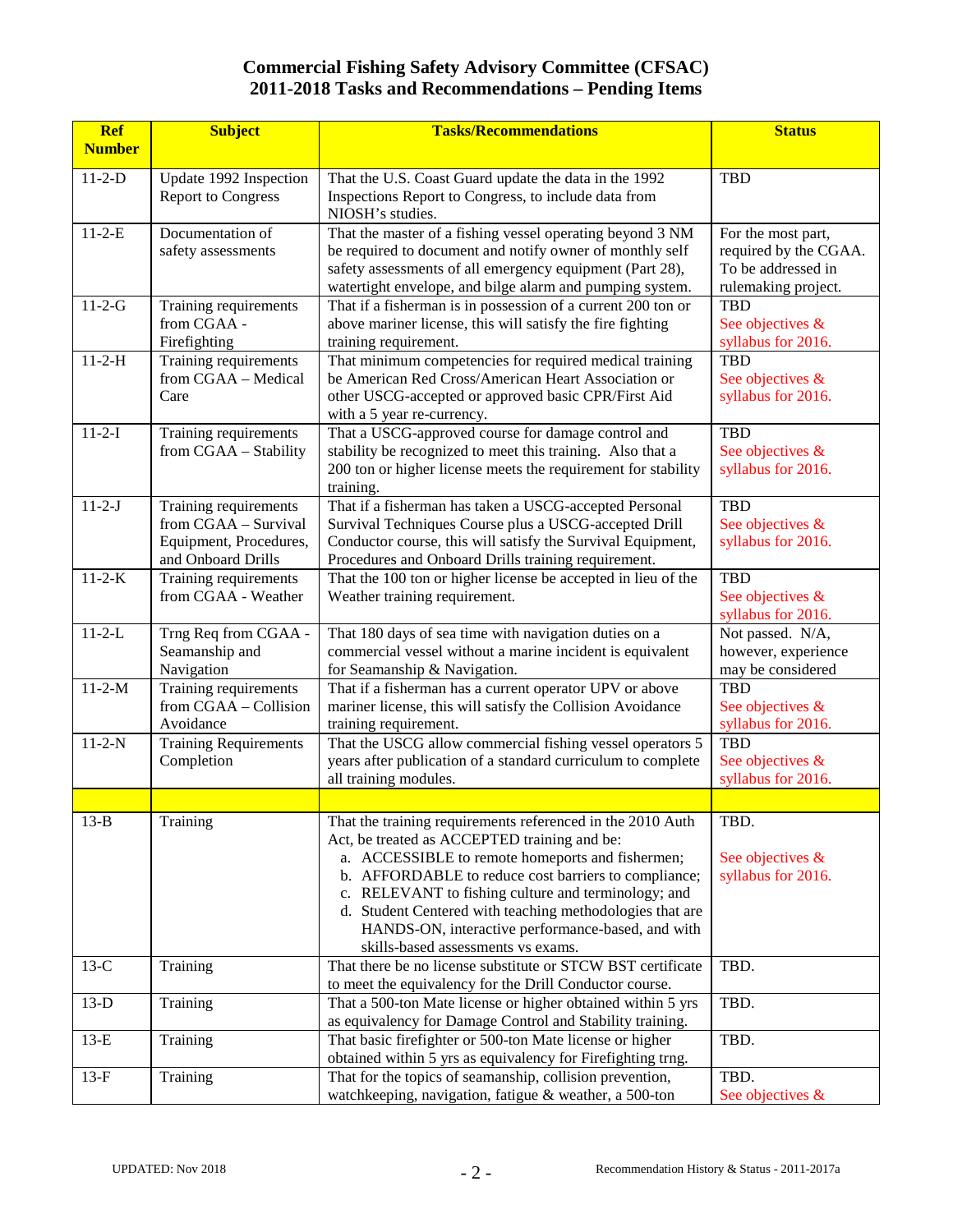# Commercial Fishing Safety Advisory Committee (CFSAC)
# 2011-2018 Tasks and Recommendations – Pending Items

| Ref Number | Subject | Tasks/Recommendations | Status |
|---|---|---|---|
| 11-2-D | Update 1992 Inspection Report to Congress | That the U.S. Coast Guard update the data in the 1992 Inspections Report to Congress, to include data from NIOSH's studies. | TBD |
| 11-2-E | Documentation of safety assessments | That the master of a fishing vessel operating beyond 3 NM be required to document and notify owner of monthly self safety assessments of all emergency equipment (Part 28), watertight envelope, and bilge alarm and pumping system. | For the most part, required by the CGAA. To be addressed in rulemaking project. |
| 11-2-G | Training requirements from CGAA - Firefighting | That if a fisherman is in possession of a current 200 ton or above mariner license, this will satisfy the fire fighting training requirement. | TBD See objectives & syllabus for 2016. |
| 11-2-H | Training requirements from CGAA – Medical Care | That minimum competencies for required medical training be American Red Cross/American Heart Association or other USCG-accepted or approved basic CPR/First Aid with a 5 year re-currency. | TBD See objectives & syllabus for 2016. |
| 11-2-I | Training requirements from CGAA – Stability | That a USCG-approved course for damage control and stability be recognized to meet this training. Also that a 200 ton or higher license meets the requirement for stability training. | TBD See objectives & syllabus for 2016. |
| 11-2-J | Training requirements from CGAA – Survival Equipment, Procedures, and Onboard Drills | That if a fisherman has taken a USCG-accepted Personal Survival Techniques Course plus a USCG-accepted Drill Conductor course, this will satisfy the Survival Equipment, Procedures and Onboard Drills training requirement. | TBD See objectives & syllabus for 2016. |
| 11-2-K | Training requirements from CGAA - Weather | That the 100 ton or higher license be accepted in lieu of the Weather training requirement. | TBD See objectives & syllabus for 2016. |
| 11-2-L | Trng Req from CGAA - Seamanship and Navigation | That 180 days of sea time with navigation duties on a commercial vessel without a marine incident is equivalent for Seamanship & Navigation. | Not passed. N/A, however, experience may be considered |
| 11-2-M | Training requirements from CGAA – Collision Avoidance | That if a fisherman has a current operator UPV or above mariner license, this will satisfy the Collision Avoidance training requirement. | TBD See objectives & syllabus for 2016. |
| 11-2-N | Training Requirements Completion | That the USCG allow commercial fishing vessel operators 5 years after publication of a standard curriculum to complete all training modules. | TBD See objectives & syllabus for 2016. |
| | | | |
| 13-B | Training | That the training requirements referenced in the 2010 Auth Act, be treated as ACCEPTED training and be: a. ACCESSIBLE to remote homeports and fishermen; b. AFFORDABLE to reduce cost barriers to compliance; c. RELEVANT to fishing culture and terminology; and d. Student Centered with teaching methodologies that are HANDS-ON, interactive performance-based, and with skills-based assessments vs exams. | TBD. See objectives & syllabus for 2016. |
| 13-C | Training | That there be no license substitute or STCW BST certificate to meet the equivalency for the Drill Conductor course. | TBD. |
| 13-D | Training | That a 500-ton Mate license or higher obtained within 5 yrs as equivalency for Damage Control and Stability training. | TBD. |
| 13-E | Training | That basic firefighter or 500-ton Mate license or higher obtained within 5 yrs as equivalency for Firefighting trng. | TBD. |
| 13-F | Training | That for the topics of seamanship, collision prevention, watchkeeping, navigation, fatigue & weather, a 500-ton | TBD. See objectives & |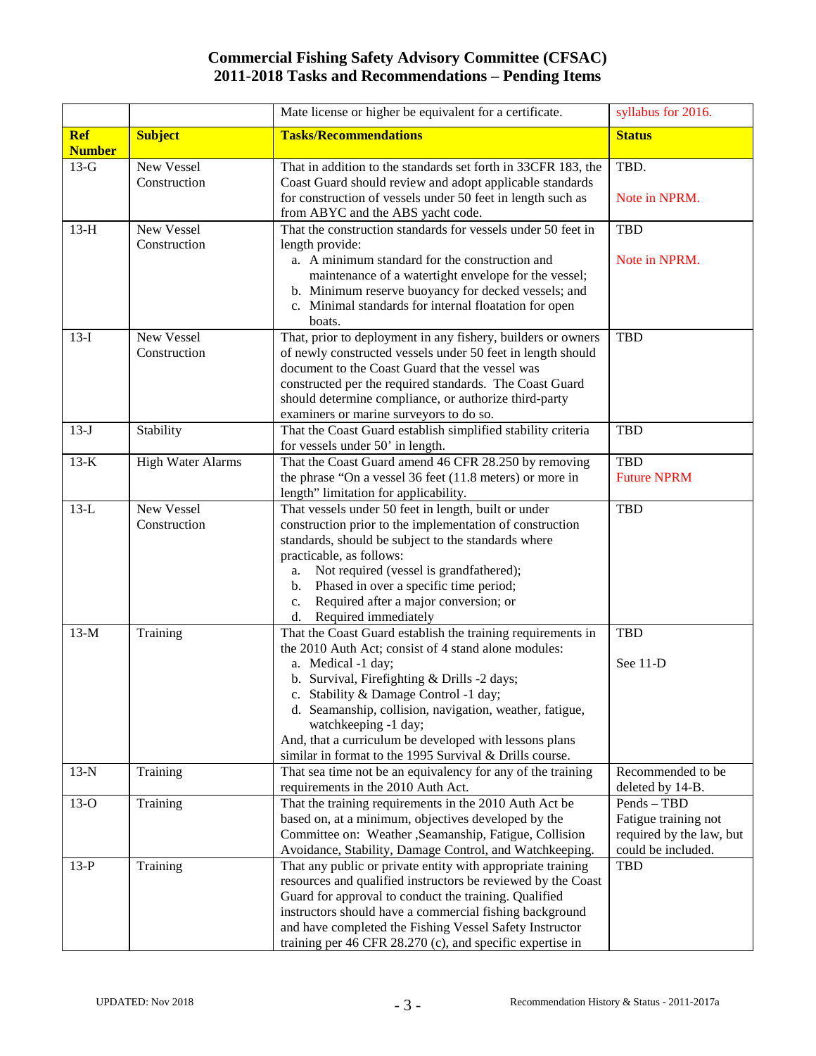# Commercial Fishing Safety Advisory Committee (CFSAC)
## 2011-2018 Tasks and Recommendations – Pending Items

| | | Mate license or higher be equivalent for a certificate. | syllabus for 2016. |
|---|---|---|---|
| **Ref Number** | **Subject** | **Tasks/Recommendations** | **Status** |
| 13-G | New Vessel Construction | That in addition to the standards set forth in 33CFR 183, the Coast Guard should review and adopt applicable standards for construction of vessels under 50 feet in length such as from ABYC and the ABS yacht code. | TBD.<br><br>Note in NPRM. |
| 13-H | New Vessel Construction | That the construction standards for vessels under 50 feet in length provide:<br>a. A minimum standard for the construction and maintenance of a watertight envelope for the vessel;<br>b. Minimum reserve buoyancy for decked vessels; and<br>c. Minimal standards for internal floatation for open boats. | TBD<br><br>Note in NPRM. |
| 13-I | New Vessel Construction | That, prior to deployment in any fishery, builders or owners of newly constructed vessels under 50 feet in length should document to the Coast Guard that the vessel was constructed per the required standards. The Coast Guard should determine compliance, or authorize third-party examiners or marine surveyors to do so. | TBD |
| 13-J | Stability | That the Coast Guard establish simplified stability criteria for vessels under 50' in length. | TBD |
| 13-K | High Water Alarms | That the Coast Guard amend 46 CFR 28.250 by removing the phrase "On a vessel 36 feet (11.8 meters) or more in length" limitation for applicability. | TBD<br>Future NPRM |
| 13-L | New Vessel Construction | That vessels under 50 feet in length, built or under construction prior to the implementation of construction standards, should be subject to the standards where practicable, as follows:<br>a. Not required (vessel is grandfathered);<br>b. Phased in over a specific time period;<br>c. Required after a major conversion; or<br>d. Required immediately | TBD |
| 13-M | Training | That the Coast Guard establish the training requirements in the 2010 Auth Act; consist of 4 stand alone modules:<br>a. Medical -1 day;<br>b. Survival, Firefighting & Drills -2 days;<br>c. Stability & Damage Control -1 day;<br>d. Seamanship, collision, navigation, weather, fatigue, watchkeeping -1 day;<br>And, that a curriculum be developed with lessons plans similar in format to the 1995 Survival & Drills course. | TBD<br><br>See 11-D |
| 13-N | Training | That sea time not be an equivalency for any of the training requirements in the 2010 Auth Act. | Recommended to be deleted by 14-B. |
| 13-O | Training | That the training requirements in the 2010 Auth Act be based on, at a minimum, objectives developed by the Committee on: Weather ,Seamanship, Fatigue, Collision Avoidance, Stability, Damage Control, and Watchkeeping. | Pends – TBD<br>Fatigue training not required by the law, but could be included. |
| 13-P | Training | That any public or private entity with appropriate training resources and qualified instructors be reviewed by the Coast Guard for approval to conduct the training. Qualified instructors should have a commercial fishing background and have completed the Fishing Vessel Safety Instructor training per 46 CFR 28.270 (c), and specific expertise in | TBD |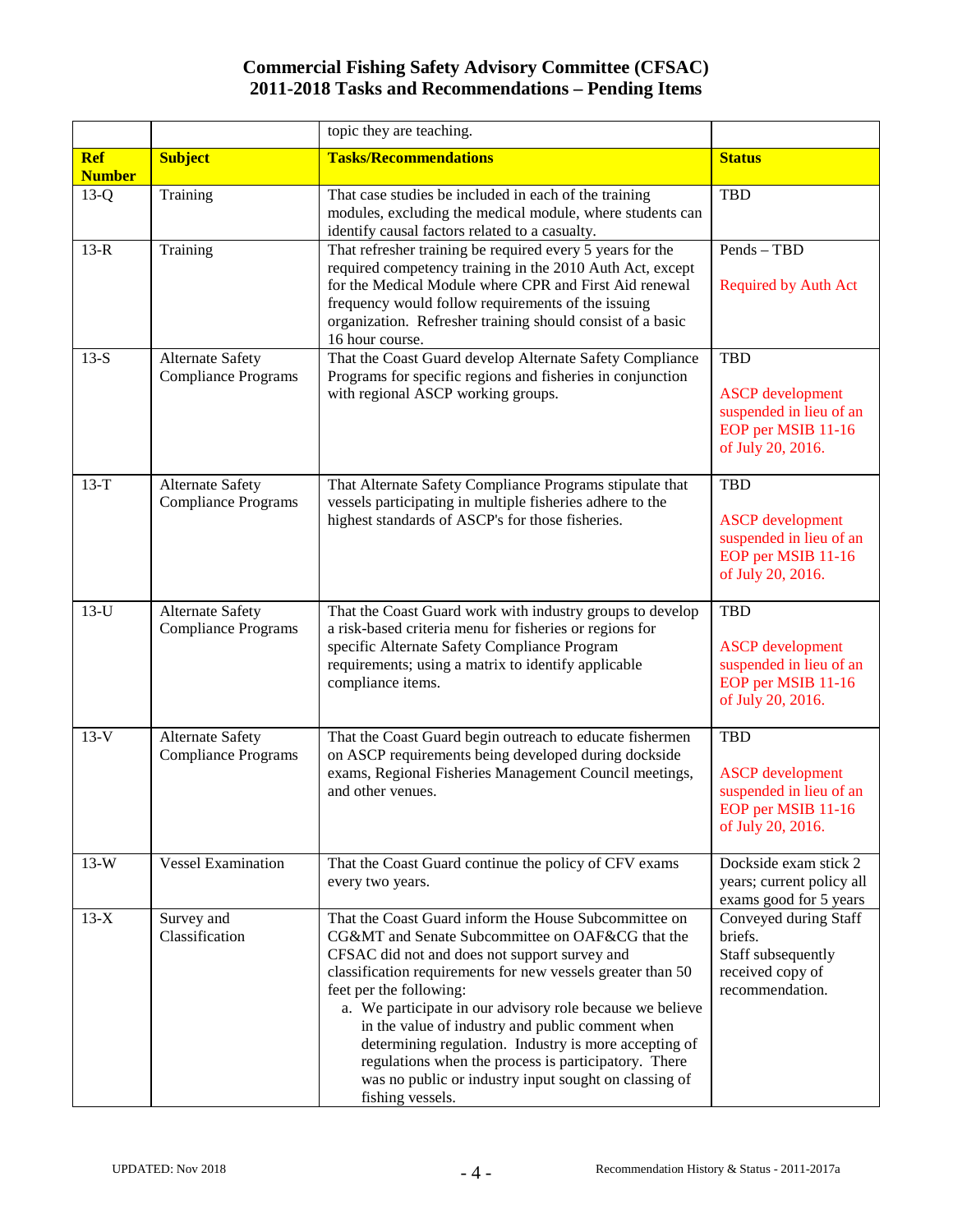# Commercial Fishing Safety Advisory Committee (CFSAC)
## 2011-2018 Tasks and Recommendations – Pending Items

| | | topic they are teaching. | |
|---|---|---|---|
| **Ref Number** | **Subject** | **Tasks/Recommendations** | **Status** |
| 13-Q | Training | That case studies be included in each of the training modules, excluding the medical module, where students can identify causal factors related to a casualty. | TBD |
| 13-R | Training | That refresher training be required every 5 years for the required competency training in the 2010 Auth Act, except for the Medical Module where CPR and First Aid renewal frequency would follow requirements of the issuing organization. Refresher training should consist of a basic 16 hour course. | Pends – TBD<br><br>Required by Auth Act |
| 13-S | Alternate Safety Compliance Programs | That the Coast Guard develop Alternate Safety Compliance Programs for specific regions and fisheries in conjunction with regional ASCP working groups. | TBD<br><br>ASCP development suspended in lieu of an EOP per MSIB 11-16 of July 20, 2016. |
| 13-T | Alternate Safety Compliance Programs | That Alternate Safety Compliance Programs stipulate that vessels participating in multiple fisheries adhere to the highest standards of ASCP's for those fisheries. | TBD<br><br>ASCP development suspended in lieu of an EOP per MSIB 11-16 of July 20, 2016. |
| 13-U | Alternate Safety Compliance Programs | That the Coast Guard work with industry groups to develop a risk-based criteria menu for fisheries or regions for specific Alternate Safety Compliance Program requirements; using a matrix to identify applicable compliance items. | TBD<br><br>ASCP development suspended in lieu of an EOP per MSIB 11-16 of July 20, 2016. |
| 13-V | Alternate Safety Compliance Programs | That the Coast Guard begin outreach to educate fishermen on ASCP requirements being developed during dockside exams, Regional Fisheries Management Council meetings, and other venues. | TBD<br><br>ASCP development suspended in lieu of an EOP per MSIB 11-16 of July 20, 2016. |
| 13-W | Vessel Examination | That the Coast Guard continue the policy of CFV exams every two years. | Dockside exam stick 2 years; current policy all exams good for 5 years |
| 13-X | Survey and Classification | That the Coast Guard inform the House Subcommittee on CG&MT and Senate Subcommittee on OAF&CG that the CFSAC did not and does not support survey and classification requirements for new vessels greater than 50 feet per the following:<br>a. We participate in our advisory role because we believe in the value of industry and public comment when determining regulation. Industry is more accepting of regulations when the process is participatory. There was no public or industry input sought on classing of fishing vessels. | Conveyed during Staff briefs.<br>Staff subsequently received copy of recommendation. |

UPDATED: Nov 2018 — Recommendation History & Status - 2011-2017a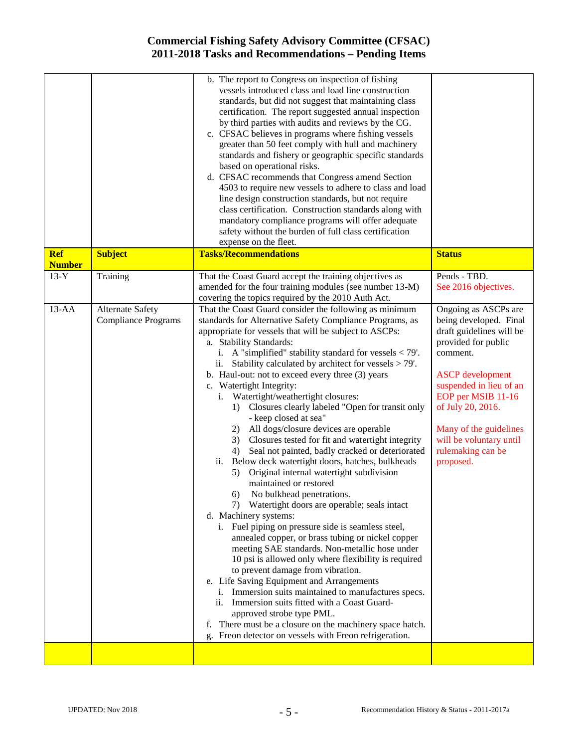# Commercial Fishing Safety Advisory Committee (CFSAC)
## 2011-2018 Tasks and Recommendations – Pending Items

| Ref Number | Subject | Tasks/Recommendations | Status |
|---|---|---|---|
| | | b. The report to Congress on inspection of fishing vessels introduced class and load line construction standards, but did not suggest that maintaining class certification. The report suggested annual inspection by third parties with audits and reviews by the CG.<br>c. CFSAC believes in programs where fishing vessels greater than 50 feet comply with hull and machinery standards and fishery or geographic specific standards based on operational risks.<br>d. CFSAC recommends that Congress amend Section 4503 to require new vessels to adhere to class and load line design construction standards, but not require class certification. Construction standards along with mandatory compliance programs will offer adequate safety without the burden of full class certification expense on the fleet. | |
| **Ref Number** | **Subject** | **Tasks/Recommendations** | **Status** |
| 13-Y | Training | That the Coast Guard accept the training objectives as amended for the four training modules (see number 13-M) covering the topics required by the 2010 Auth Act. | Pends - TBD.<br>See 2016 objectives. |
| 13-AA | Alternate Safety Compliance Programs | That the Coast Guard consider the following as minimum standards for Alternative Safety Compliance Programs, as appropriate for vessels that will be subject to ASCPs:<br>a. Stability Standards:<br>i. A "simplified" stability standard for vessels < 79'.<br>ii. Stability calculated by architect for vessels > 79'.<br>b. Haul-out: not to exceed every three (3) years<br>c. Watertight Integrity:<br>i. Watertight/weathertight closures:<br>1) Closures clearly labeled "Open for transit only - keep closed at sea"<br>2) All dogs/closure devices are operable<br>3) Closures tested for fit and watertight integrity<br>4) Seal not painted, badly cracked or deteriorated<br>ii. Below deck watertight doors, hatches, bulkheads<br>5) Original internal watertight subdivision maintained or restored<br>6) No bulkhead penetrations.<br>7) Watertight doors are operable; seals intact<br>d. Machinery systems:<br>i. Fuel piping on pressure side is seamless steel, annealed copper, or brass tubing or nickel copper meeting SAE standards. Non-metallic hose under 10 psi is allowed only where flexibility is required to prevent damage from vibration.<br>e. Life Saving Equipment and Arrangements<br>i. Immersion suits maintained to manufactures specs.<br>ii. Immersion suits fitted with a Coast Guard-approved strobe type PML.<br>f. There must be a closure on the machinery space hatch.<br>g. Freon detector on vessels with Freon refrigeration. | Ongoing as ASCPs are being developed. Final draft guidelines will be provided for public comment.<br><br>ASCP development suspended in lieu of an EOP per MSIB 11-16 of July 20, 2016.<br><br>Many of the guidelines will be voluntary until rulemaking can be proposed. |
| | | | |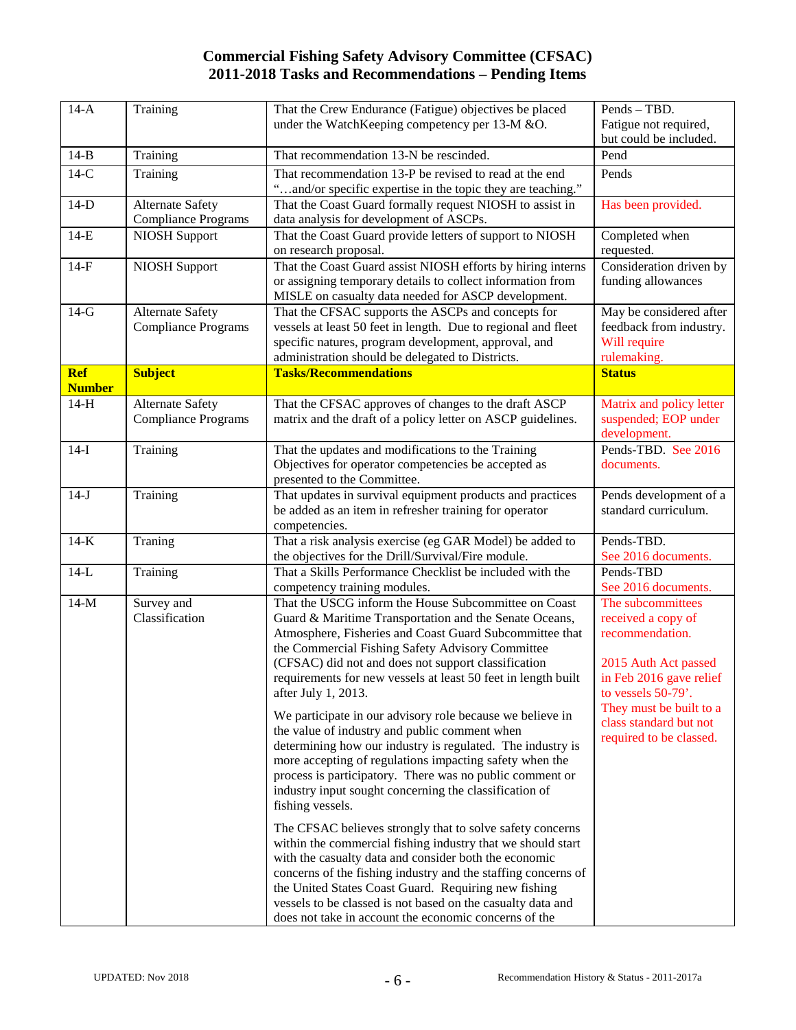# Commercial Fishing Safety Advisory Committee (CFSAC)
# 2011-2018 Tasks and Recommendations – Pending Items

| Ref Number | Subject | Tasks/Recommendations | Status |
|---|---|---|---|
| 14-A | Training | That the Crew Endurance (Fatigue) objectives be placed under the WatchKeeping competency per 13-M &O. | Pends – TBD. Fatigue not required, but could be included. |
| 14-B | Training | That recommendation 13-N be rescinded. | Pend |
| 14-C | Training | That recommendation 13-P be revised to read at the end "…and/or specific expertise in the topic they are teaching." | Pends |
| 14-D | Alternate Safety Compliance Programs | That the Coast Guard formally request NIOSH to assist in data analysis for development of ASCPs. | Has been provided. |
| 14-E | NIOSH Support | That the Coast Guard provide letters of support to NIOSH on research proposal. | Completed when requested. |
| 14-F | NIOSH Support | That the Coast Guard assist NIOSH efforts by hiring interns or assigning temporary details to collect information from MISLE on casualty data needed for ASCP development. | Consideration driven by funding allowances |
| 14-G | Alternate Safety Compliance Programs | That the CFSAC supports the ASCPs and concepts for vessels at least 50 feet in length. Due to regional and fleet specific natures, program development, approval, and administration should be delegated to Districts. | May be considered after feedback from industry. Will require rulemaking. |
| **Ref Number** | **Subject** | **Tasks/Recommendations** | **Status** |
| 14-H | Alternate Safety Compliance Programs | That the CFSAC approves of changes to the draft ASCP matrix and the draft of a policy letter on ASCP guidelines. | Matrix and policy letter suspended; EOP under development. |
| 14-I | Training | That the updates and modifications to the Training Objectives for operator competencies be accepted as presented to the Committee. | Pends-TBD. See 2016 documents. |
| 14-J | Training | That updates in survival equipment products and practices be added as an item in refresher training for operator competencies. | Pends development of a standard curriculum. |
| 14-K | Traning | That a risk analysis exercise (eg GAR Model) be added to the objectives for the Drill/Survival/Fire module. | Pends-TBD. See 2016 documents. |
| 14-L | Training | That a Skills Performance Checklist be included with the competency training modules. | Pends-TBD See 2016 documents. |
| 14-M | Survey and Classification | That the USCG inform the House Subcommittee on Coast Guard & Maritime Transportation and the Senate Oceans, Atmosphere, Fisheries and Coast Guard Subcommittee that the Commercial Fishing Safety Advisory Committee (CFSAC) did not and does not support classification requirements for new vessels at least 50 feet in length built after July 1, 2013.<br><br>We participate in our advisory role because we believe in the value of industry and public comment when determining how our industry is regulated. The industry is more accepting of regulations impacting safety when the process is participatory. There was no public comment or industry input sought concerning the classification of fishing vessels.<br><br>The CFSAC believes strongly that to solve safety concerns within the commercial fishing industry that we should start with the casualty data and consider both the economic concerns of the fishing industry and the staffing concerns of the United States Coast Guard. Requiring new fishing vessels to be classed is not based on the casualty data and does not take in account the economic concerns of the | The subcommittees received a copy of recommendation.<br><br>2015 Auth Act passed in Feb 2016 gave relief to vessels 50-79'. They must be built to a class standard but not required to be classed. |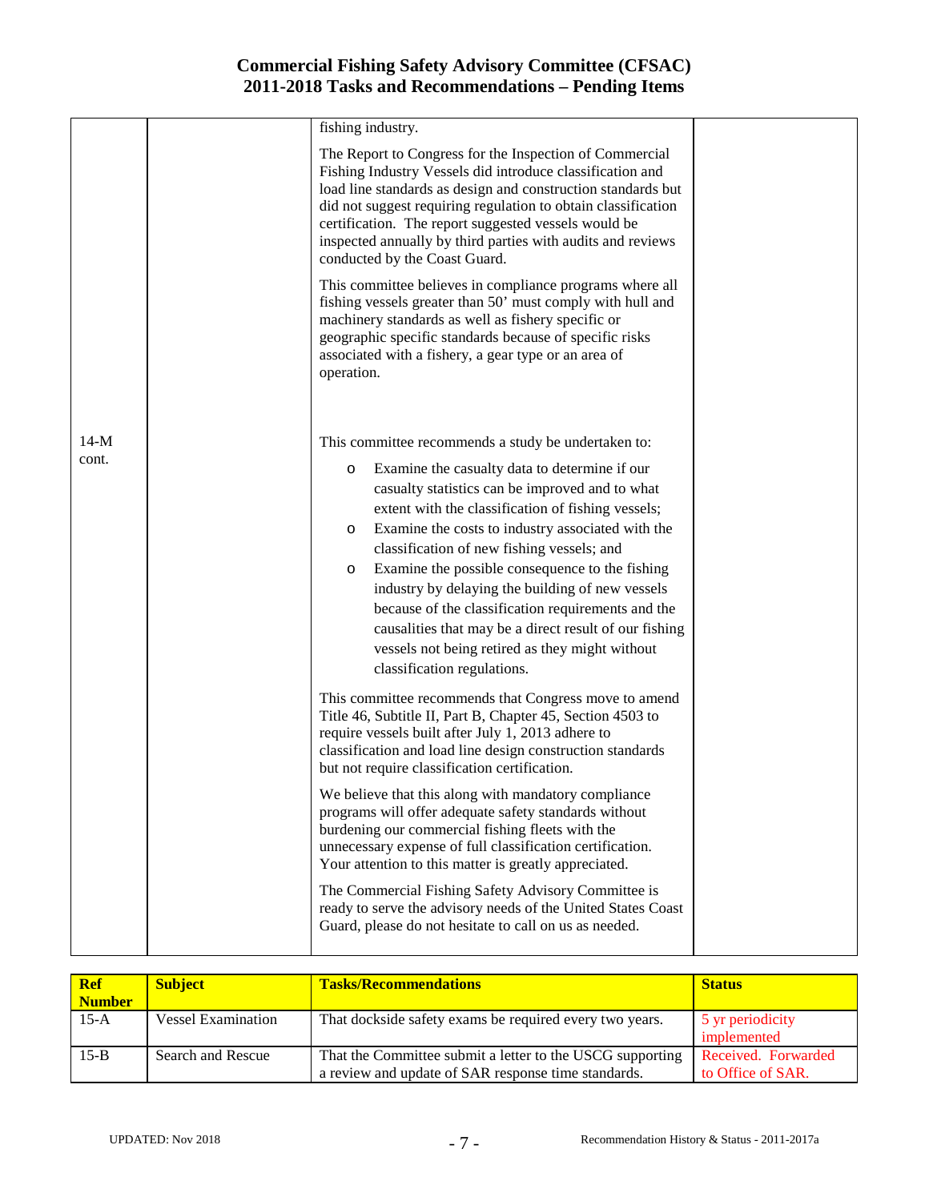| | | | |
|---|---|---|---|
| | | fishing industry.<br><br>The Report to Congress for the Inspection of Commercial Fishing Industry Vessels did introduce classification and load line standards as design and construction standards but did not suggest requiring regulation to obtain classification certification. The report suggested vessels would be inspected annually by third parties with audits and reviews conducted by the Coast Guard.<br><br>This committee believes in compliance programs where all fishing vessels greater than 50' must comply with hull and machinery standards as well as fishery specific or geographic specific standards because of specific risks associated with a fishery, a gear type or an area of operation. | |
| 14-M cont. | | This committee recommends a study be undertaken to:<br>o Examine the casualty data to determine if our casualty statistics can be improved and to what extent with the classification of fishing vessels;<br>o Examine the costs to industry associated with the classification of new fishing vessels; and<br>o Examine the possible consequence to the fishing industry by delaying the building of new vessels because of the classification requirements and the causalities that may be a direct result of our fishing vessels not being retired as they might without classification regulations.<br><br>This committee recommends that Congress move to amend Title 46, Subtitle II, Part B, Chapter 45, Section 4503 to require vessels built after July 1, 2013 adhere to classification and load line design construction standards but not require classification certification.<br><br>We believe that this along with mandatory compliance programs will offer adequate safety standards without burdening our commercial fishing fleets with the unnecessary expense of full classification certification. Your attention to this matter is greatly appreciated.<br><br>The Commercial Fishing Safety Advisory Committee is ready to serve the advisory needs of the United States Coast Guard, please do not hesitate to call on us as needed. | |

| Ref Number | Subject | Tasks/Recommendations | Status |
|---|---|---|---|
| 15-A | Vessel Examination | That dockside safety exams be required every two years. | 5 yr periodicity implemented |
| 15-B | Search and Rescue | That the Committee submit a letter to the USCG supporting a review and update of SAR response time standards. | Received. Forwarded to Office of SAR. |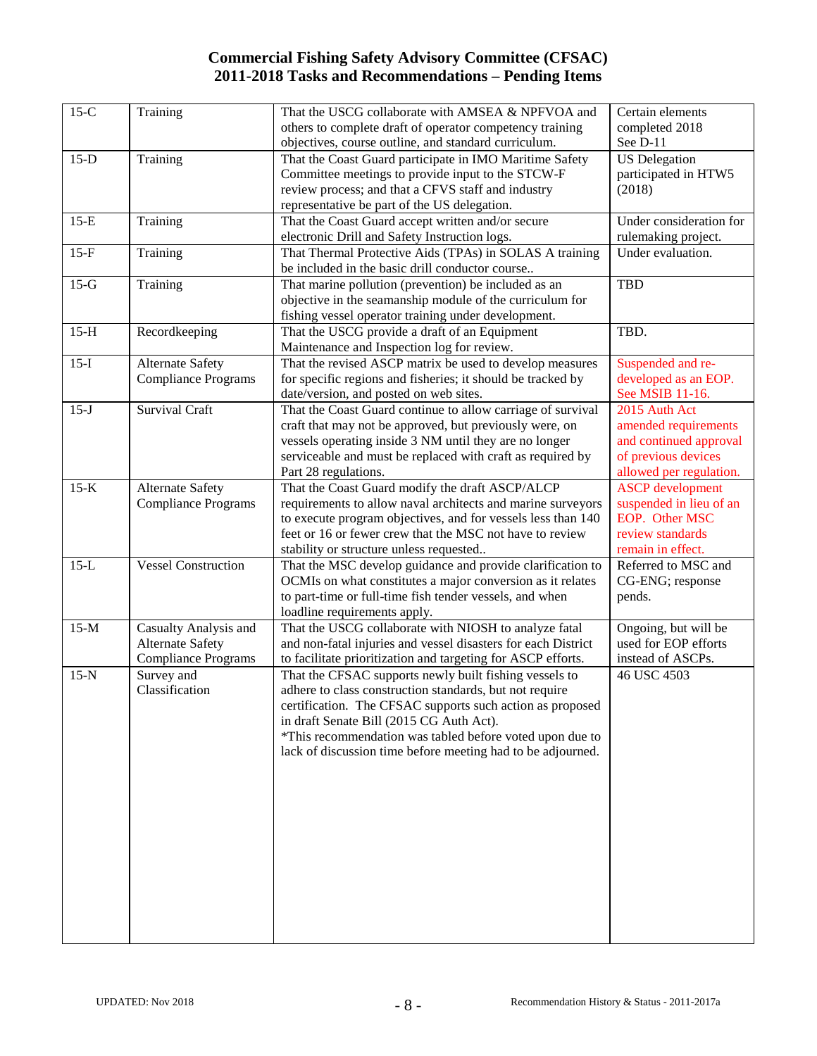# Commercial Fishing Safety Advisory Committee (CFSAC)
# 2011-2018 Tasks and Recommendations – Pending Items

| | | | |
|---|---|---|---|
| 15-C | Training | That the USCG collaborate with AMSEA & NPFVOA and others to complete draft of operator competency training objectives, course outline, and standard curriculum. | Certain elements completed 2018 See D-11 |
| 15-D | Training | That the Coast Guard participate in IMO Maritime Safety Committee meetings to provide input to the STCW-F review process; and that a CFVS staff and industry representative be part of the US delegation. | US Delegation participated in HTW5 (2018) |
| 15-E | Training | That the Coast Guard accept written and/or secure electronic Drill and Safety Instruction logs. | Under consideration for rulemaking project. |
| 15-F | Training | That Thermal Protective Aids (TPAs) in SOLAS A training be included in the basic drill conductor course.. | Under evaluation. |
| 15-G | Training | That marine pollution (prevention) be included as an objective in the seamanship module of the curriculum for fishing vessel operator training under development. | TBD |
| 15-H | Recordkeeping | That the USCG provide a draft of an Equipment Maintenance and Inspection log for review. | TBD. |
| 15-I | Alternate Safety Compliance Programs | That the revised ASCP matrix be used to develop measures for specific regions and fisheries; it should be tracked by date/version, and posted on web sites. | Suspended and re-developed as an EOP. See MSIB 11-16. |
| 15-J | Survival Craft | That the Coast Guard continue to allow carriage of survival craft that may not be approved, but previously were, on vessels operating inside 3 NM until they are no longer serviceable and must be replaced with craft as required by Part 28 regulations. | 2015 Auth Act amended requirements and continued approval of previous devices allowed per regulation. |
| 15-K | Alternate Safety Compliance Programs | That the Coast Guard modify the draft ASCP/ALCP requirements to allow naval architects and marine surveyors to execute program objectives, and for vessels less than 140 feet or 16 or fewer crew that the MSC not have to review stability or structure unless requested.. | ASCP development suspended in lieu of an EOP. Other MSC review standards remain in effect. |
| 15-L | Vessel Construction | That the MSC develop guidance and provide clarification to OCMIs on what constitutes a major conversion as it relates to part-time or full-time fish tender vessels, and when loadline requirements apply. | Referred to MSC and CG-ENG; response pends. |
| 15-M | Casualty Analysis and Alternate Safety Compliance Programs | That the USCG collaborate with NIOSH to analyze fatal and non-fatal injuries and vessel disasters for each District to facilitate prioritization and targeting for ASCP efforts. | Ongoing, but will be used for EOP efforts instead of ASCPs. |
| 15-N | Survey and Classification | That the CFSAC supports newly built fishing vessels to adhere to class construction standards, but not require certification. The CFSAC supports such action as proposed in draft Senate Bill (2015 CG Auth Act).<br>*This recommendation was tabled before voted upon due to lack of discussion time before meeting had to be adjourned. | 46 USC 4503 |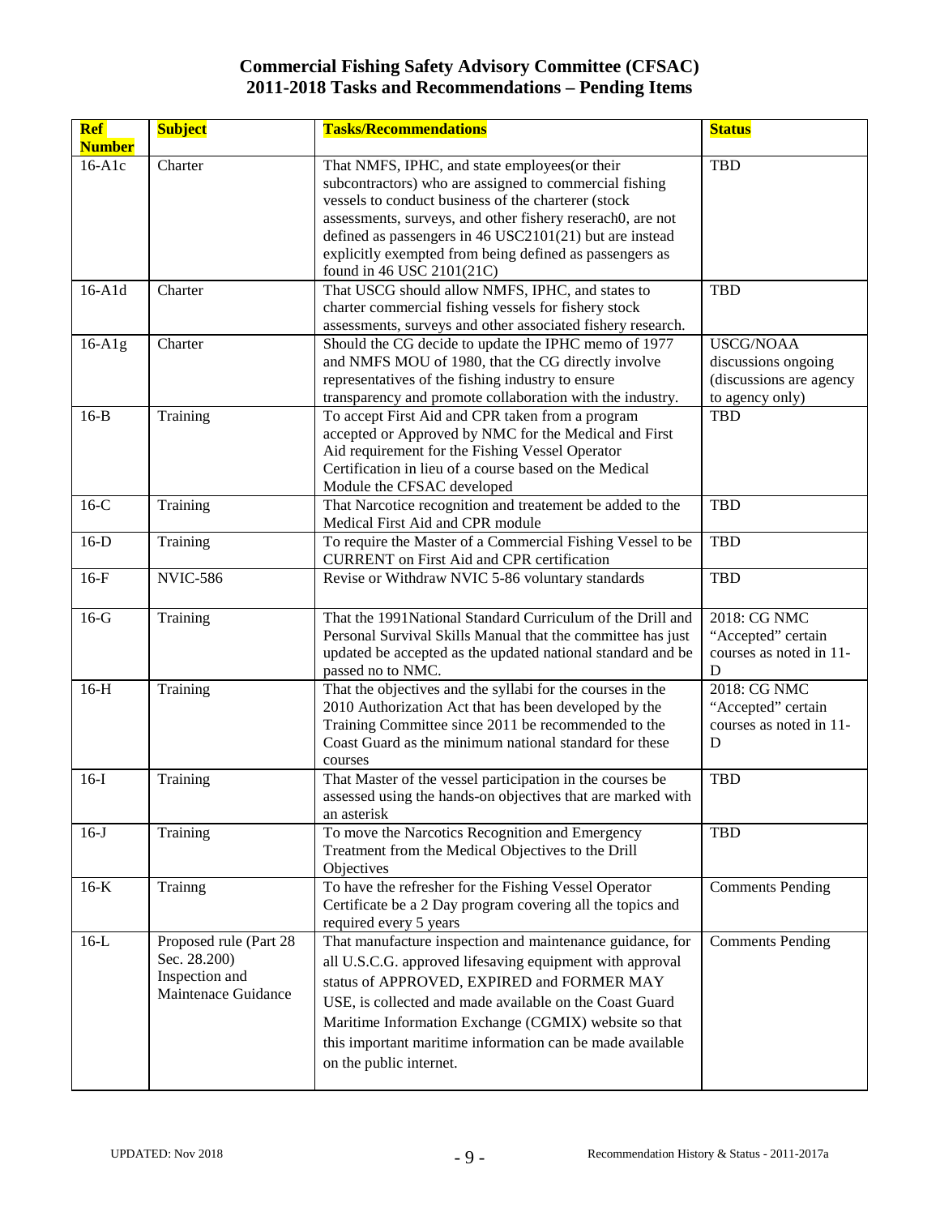# Commercial Fishing Safety Advisory Committee (CFSAC)
## 2011-2018 Tasks and Recommendations – Pending Items

| Ref Number | Subject | Tasks/Recommendations | Status |
|---|---|---|---|
| 16-A1c | Charter | That NMFS, IPHC, and state employees(or their subcontractors) who are assigned to commercial fishing vessels to conduct business of the charterer (stock assessments, surveys, and other fishery reserach0, are not defined as passengers in 46 USC2101(21) but are instead explicitly exempted from being defined as passengers as found in 46 USC 2101(21C) | TBD |
| 16-A1d | Charter | That USCG should allow NMFS, IPHC, and states to charter commercial fishing vessels for fishery stock assessments, surveys and other associated fishery research. | TBD |
| 16-A1g | Charter | Should the CG decide to update the IPHC memo of 1977 and NMFS MOU of 1980, that the CG directly involve representatives of the fishing industry to ensure transparency and promote collaboration with the industry. | USCG/NOAA discussions ongoing (discussions are agency to agency only) |
| 16-B | Training | To accept First Aid and CPR taken from a program accepted or Approved by NMC for the Medical and First Aid requirement for the Fishing Vessel Operator Certification in lieu of a course based on the Medical Module the CFSAC developed | TBD |
| 16-C | Training | That Narcotice recognition and treatement be added to the Medical First Aid and CPR module | TBD |
| 16-D | Training | To require the Master of a Commercial Fishing Vessel to be CURRENT on First Aid and CPR certification | TBD |
| 16-F | NVIC-586 | Revise or Withdraw NVIC 5-86 voluntary standards | TBD |
| 16-G | Training | That the 1991National Standard Curriculum of the Drill and Personal Survival Skills Manual that the committee has just updated be accepted as the updated national standard and be passed no to NMC. | 2018: CG NMC "Accepted" certain courses as noted in 11-D |
| 16-H | Training | That the objectives and the syllabi for the courses in the 2010 Authorization Act that has been developed by the Training Committee since 2011 be recommended to the Coast Guard as the minimum national standard for these courses | 2018: CG NMC "Accepted" certain courses as noted in 11-D |
| 16-I | Training | That Master of the vessel participation in the courses be assessed using the hands-on objectives that are marked with an asterisk | TBD |
| 16-J | Training | To move the Narcotics Recognition and Emergency Treatment from the Medical Objectives to the Drill Objectives | TBD |
| 16-K | Trainng | To have the refresher for the Fishing Vessel Operator Certificate be a 2 Day program covering all the topics and required every 5 years | Comments Pending |
| 16-L | Proposed rule (Part 28 Sec. 28.200) Inspection and Maintenace Guidance | That manufacture inspection and maintenance guidance, for all U.S.C.G. approved lifesaving equipment with approval status of APPROVED, EXPIRED and FORMER MAY USE, is collected and made available on the Coast Guard Maritime Information Exchange (CGMIX) website so that this important maritime information can be made available on the public internet. | Comments Pending |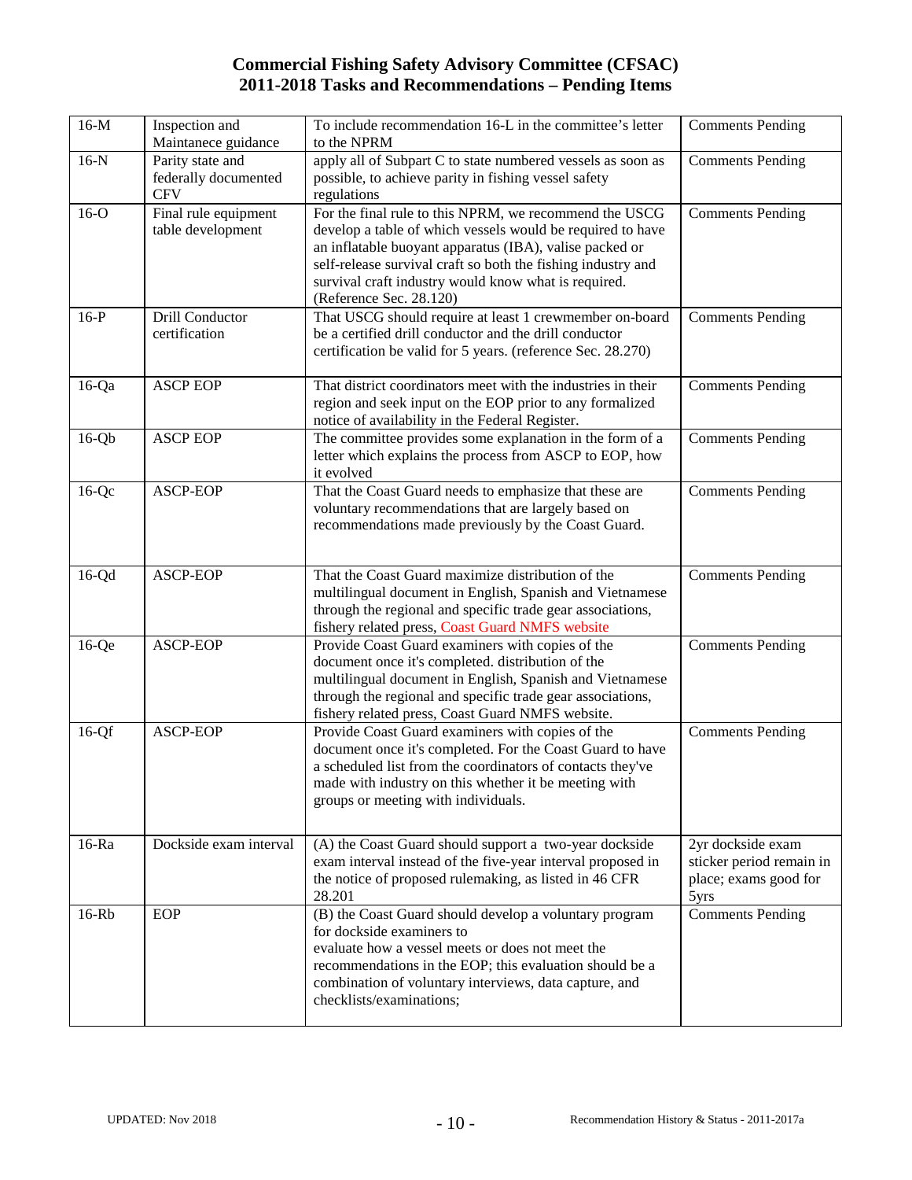# Commercial Fishing Safety Advisory Committee (CFSAC)
# 2011-2018 Tasks and Recommendations – Pending Items

| | | | |
|---|---|---|---|
| 16-M | Inspection and Maintanece guidance | To include recommendation 16-L in the committee's letter to the NPRM | Comments Pending |
| 16-N | Parity state and federally documented CFV | apply all of Subpart C to state numbered vessels as soon as possible, to achieve parity in fishing vessel safety regulations | Comments Pending |
| 16-O | Final rule equipment table development | For the final rule to this NPRM, we recommend the USCG develop a table of which vessels would be required to have an inflatable buoyant apparatus (IBA), valise packed or self-release survival craft so both the fishing industry and survival craft industry would know what is required. (Reference Sec. 28.120) | Comments Pending |
| 16-P | Drill Conductor certification | That USCG should require at least 1 crewmember on-board be a certified drill conductor and the drill conductor certification be valid for 5 years. (reference Sec. 28.270) | Comments Pending |
| 16-Qa | ASCP EOP | That district coordinators meet with the industries in their region and seek input on the EOP prior to any formalized notice of availability in the Federal Register. | Comments Pending |
| 16-Qb | ASCP EOP | The committee provides some explanation in the form of a letter which explains the process from ASCP to EOP, how it evolved | Comments Pending |
| 16-Qc | ASCP-EOP | That the Coast Guard needs to emphasize that these are voluntary recommendations that are largely based on recommendations made previously by the Coast Guard. | Comments Pending |
| 16-Qd | ASCP-EOP | That the Coast Guard maximize distribution of the multilingual document in English, Spanish and Vietnamese through the regional and specific trade gear associations, fishery related press, Coast Guard NMFS website | Comments Pending |
| 16-Qe | ASCP-EOP | Provide Coast Guard examiners with copies of the document once it's completed. distribution of the multilingual document in English, Spanish and Vietnamese through the regional and specific trade gear associations, fishery related press, Coast Guard NMFS website. | Comments Pending |
| 16-Qf | ASCP-EOP | Provide Coast Guard examiners with copies of the document once it's completed. For the Coast Guard to have a scheduled list from the coordinators of contacts they've made with industry on this whether it be meeting with groups or meeting with individuals. | Comments Pending |
| 16-Ra | Dockside exam interval | (A) the Coast Guard should support a two-year dockside exam interval instead of the five-year interval proposed in the notice of proposed rulemaking, as listed in 46 CFR 28.201 | 2yr dockside exam sticker period remain in place; exams good for 5yrs |
| 16-Rb | EOP | (B) the Coast Guard should develop a voluntary program for dockside examiners to evaluate how a vessel meets or does not meet the recommendations in the EOP; this evaluation should be a combination of voluntary interviews, data capture, and checklists/examinations; | Comments Pending |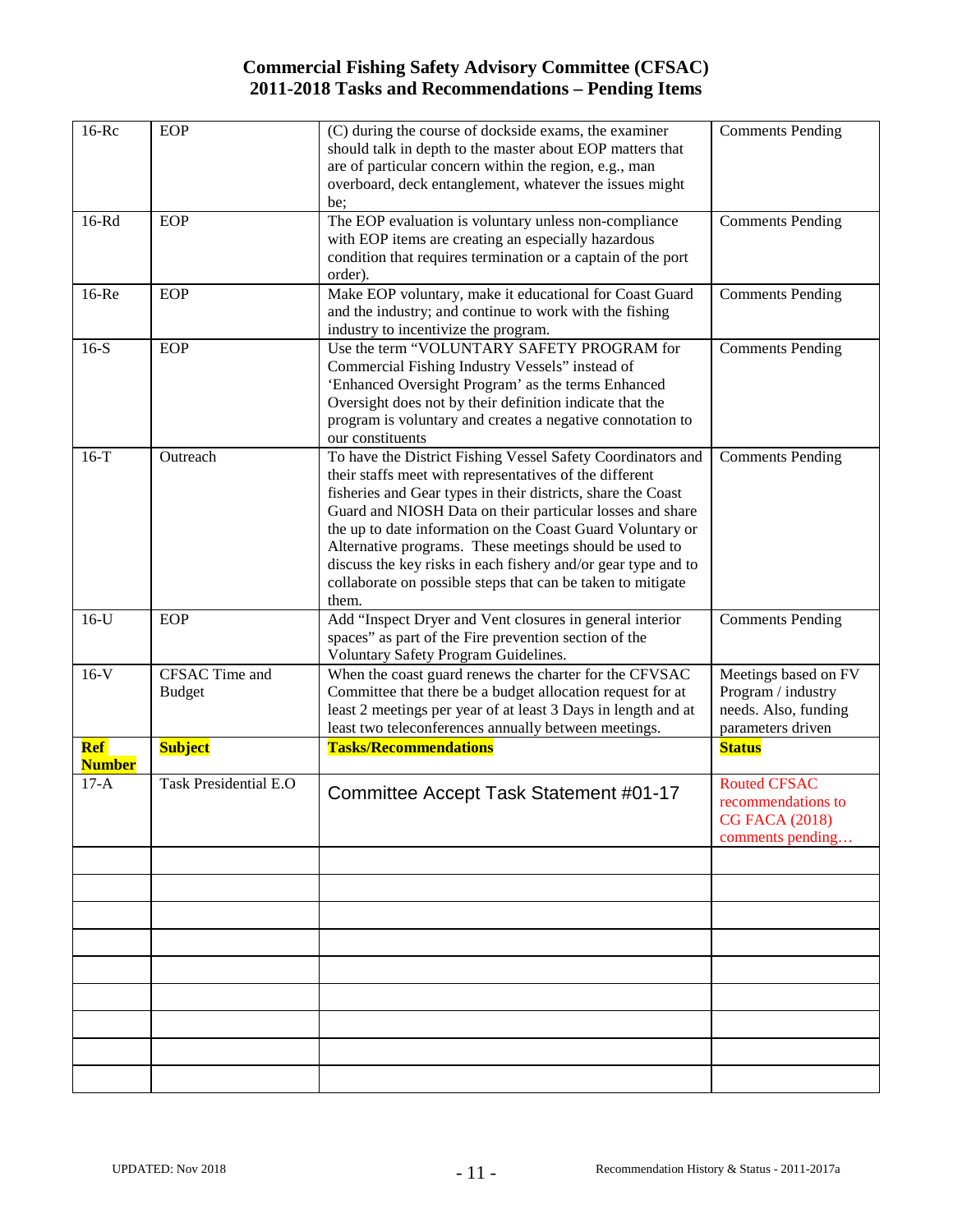**Commercial Fishing Safety Advisory Committee (CFSAC)**
**2011-2018 Tasks and Recommendations – Pending Items**

| | | | |
|---|---|---|---|
| 16-Rc | EOP | (C) during the course of dockside exams, the examiner should talk in depth to the master about EOP matters that are of particular concern within the region, e.g., man overboard, deck entanglement, whatever the issues might be; | Comments Pending |
| 16-Rd | EOP | The EOP evaluation is voluntary unless non-compliance with EOP items are creating an especially hazardous condition that requires termination or a captain of the port order). | Comments Pending |
| 16-Re | EOP | Make EOP voluntary, make it educational for Coast Guard and the industry; and continue to work with the fishing industry to incentivize the program. | Comments Pending |
| 16-S | EOP | Use the term "VOLUNTARY SAFETY PROGRAM for Commercial Fishing Industry Vessels" instead of 'Enhanced Oversight Program' as the terms Enhanced Oversight does not by their definition indicate that the program is voluntary and creates a negative connotation to our constituents | Comments Pending |
| 16-T | Outreach | To have the District Fishing Vessel Safety Coordinators and their staffs meet with representatives of the different fisheries and Gear types in their districts, share the Coast Guard and NIOSH Data on their particular losses and share the up to date information on the Coast Guard Voluntary or Alternative programs. These meetings should be used to discuss the key risks in each fishery and/or gear type and to collaborate on possible steps that can be taken to mitigate them. | Comments Pending |
| 16-U | EOP | Add "Inspect Dryer and Vent closures in general interior spaces" as part of the Fire prevention section of the Voluntary Safety Program Guidelines. | Comments Pending |
| 16-V | CFSAC Time and Budget | When the coast guard renews the charter for the CFVSAC Committee that there be a budget allocation request for at least 2 meetings per year of at least 3 Days in length and at least two teleconferences annually between meetings. | Meetings based on FV Program / industry needs. Also, funding parameters driven |
| **Ref Number** | **Subject** | **Tasks/Recommendations** | **Status** |
| 17-A | Task Presidential E.O | Committee Accept Task Statement #01-17 | Routed CFSAC recommendations to CG FACA (2018) comments pending… |
| | | | |
| | | | |
| | | | |
| | | | |
| | | | |
| | | | |
| | | | |
| | | | |
| | | | |

UPDATED: Nov 2018 | Recommendation History & Status - 2011-2017a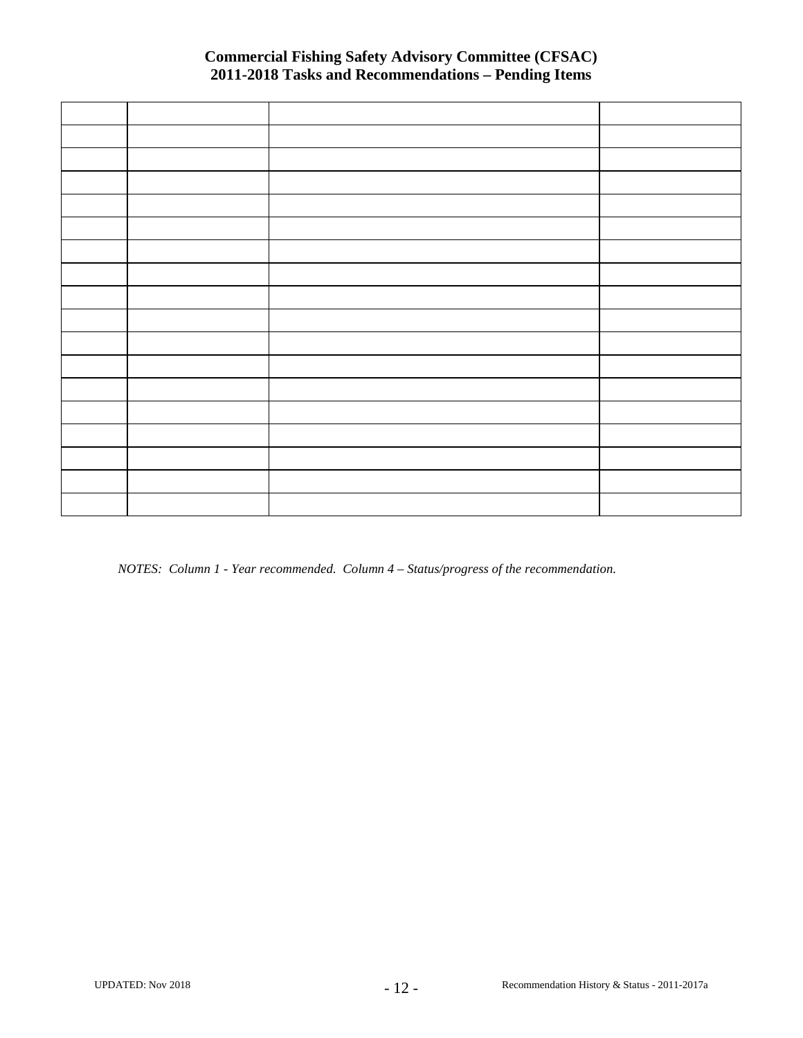**Commercial Fishing Safety Advisory Committee (CFSAC)**
**2011-2018 Tasks and Recommendations – Pending Items**

| | | | |
|---|---|---|---|
| | | | |
| | | | |
| | | | |
| | | | |
| | | | |
| | | | |
| | | | |
| | | | |
| | | | |
| | | | |
| | | | |
| | | | |
| | | | |
| | | | |
| | | | |
| | | | |
| | | | |

*NOTES: Column 1 - Year recommended. Column 4 – Status/progress of the recommendation.*